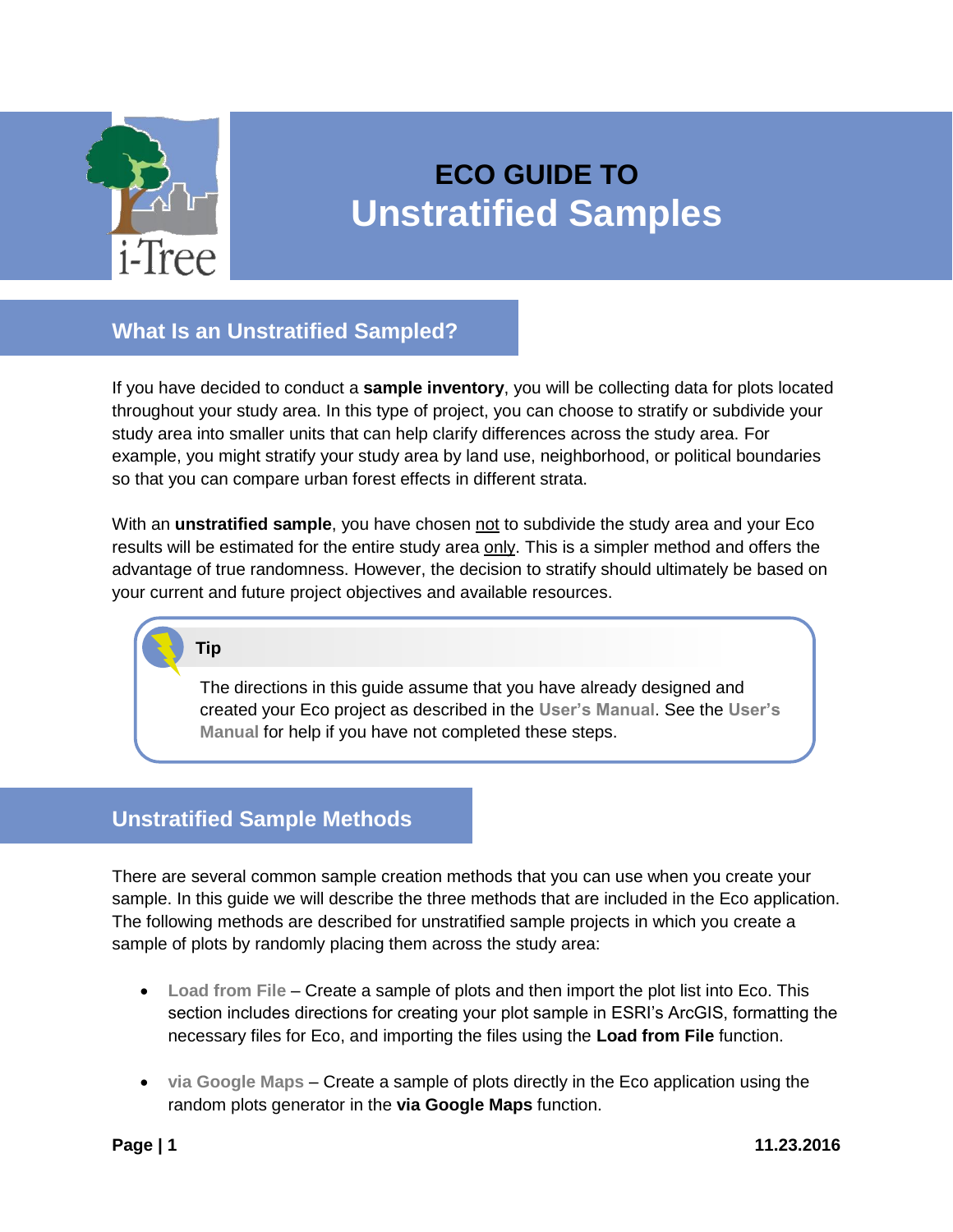# ECO GUIDE TO Unstratified Samples

## What Is an Unstratified Sampled?

If you have decided to conduct a **sample inventory**, you will be collecting data for plots located throughout your study area. In this type of project, you can choose to stratify or subdivide your study area into smaller units that can help clarify differences across the study area. For example, you might stratify your study area by land use, neighborhood, or political boundaries so that you can compare urban forest effects in different strata.

With an **unstratified sample**, you have chosen not to subdivide the study area and your Eco results will be estimated for the entire study area only. This is a simpler method and offers the advantage of true randomness. However, the decision to stratify should ultimately be based on your current and future project objectives and available resources.

> **Tip**
>
> The directions in this guide assume that you have already designed and created your Eco project as described in the User's Manual. See the User's Manual for help if you have not completed these steps.

## Unstratified Sample Methods

There are several common sample creation methods that you can use when you create your sample. In this guide we will describe the three methods that are included in the Eco application. The following methods are described for unstratified sample projects in which you create a sample of plots by randomly placing them across the study area:

- Load from File – Create a sample of plots and then import the plot list into Eco. This section includes directions for creating your plot sample in ESRI's ArcGIS, formatting the necessary files for Eco, and importing the files using the **Load from File** function.
- via Google Maps – Create a sample of plots directly in the Eco application using the random plots generator in the **via Google Maps** function.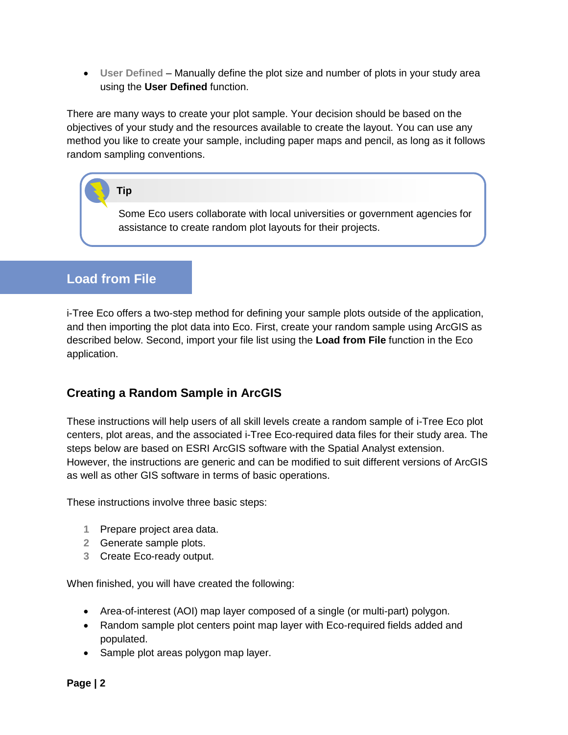- **User Defined** – Manually define the plot size and number of plots in your study area using the **User Defined** function.

There are many ways to create your plot sample. Your decision should be based on the objectives of your study and the resources available to create the layout. You can use any method you like to create your sample, including paper maps and pencil, as long as it follows random sampling conventions.

> **Tip**
>
> Some Eco users collaborate with local universities or government agencies for assistance to create random plot layouts for their projects.

## Load from File

i-Tree Eco offers a two-step method for defining your sample plots outside of the application, and then importing the plot data into Eco. First, create your random sample using ArcGIS as described below. Second, import your file list using the **Load from File** function in the Eco application.

### Creating a Random Sample in ArcGIS

These instructions will help users of all skill levels create a random sample of i-Tree Eco plot centers, plot areas, and the associated i-Tree Eco-required data files for their study area. The steps below are based on ESRI ArcGIS software with the Spatial Analyst extension. However, the instructions are generic and can be modified to suit different versions of ArcGIS as well as other GIS software in terms of basic operations.

These instructions involve three basic steps:

1. Prepare project area data.
2. Generate sample plots.
3. Create Eco-ready output.

When finished, you will have created the following:

- Area-of-interest (AOI) map layer composed of a single (or multi-part) polygon.
- Random sample plot centers point map layer with Eco-required fields added and populated.
- Sample plot areas polygon map layer.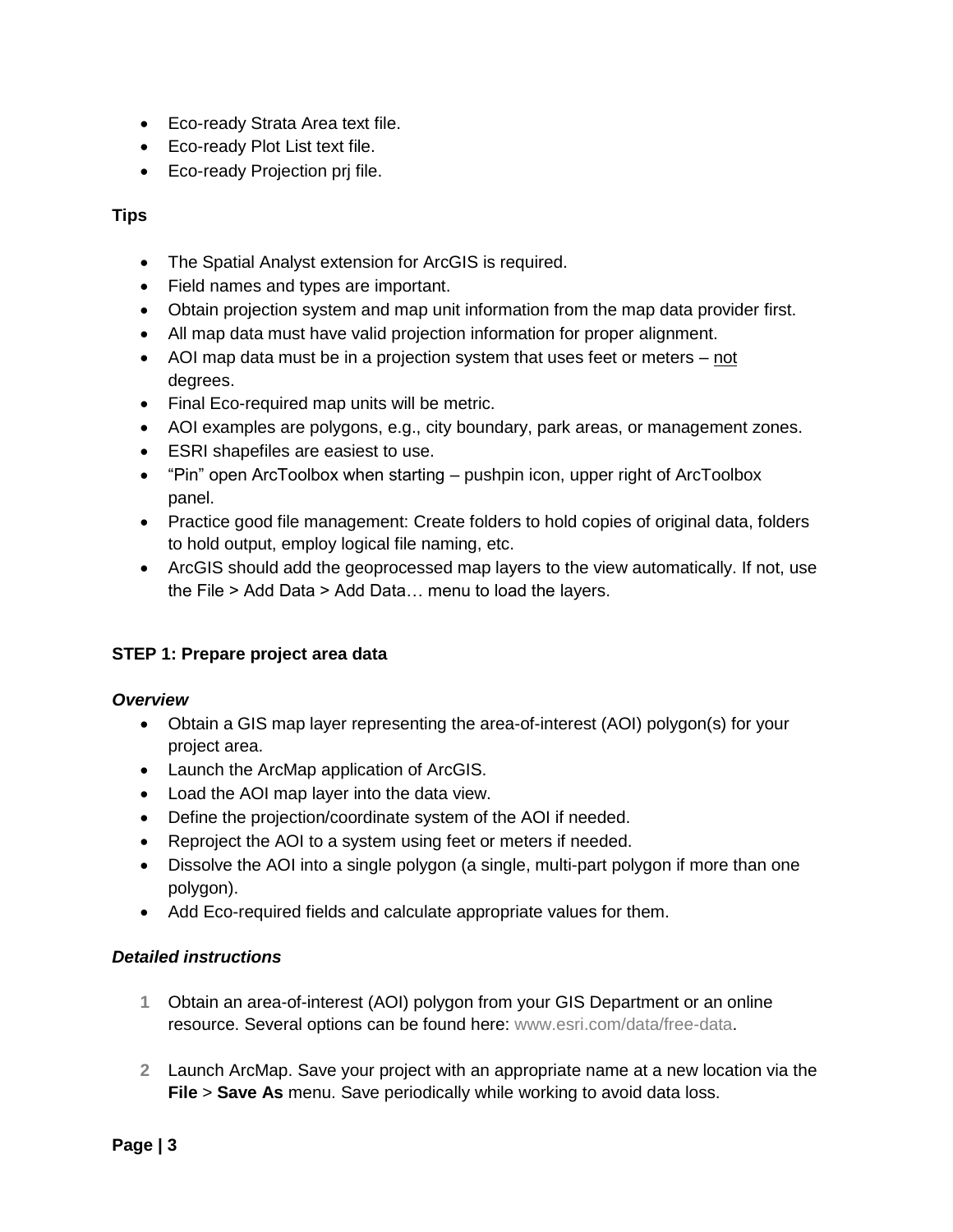- Eco-ready Strata Area text file.
- Eco-ready Plot List text file.
- Eco-ready Projection prj file.

**Tips**

- The Spatial Analyst extension for ArcGIS is required.
- Field names and types are important.
- Obtain projection system and map unit information from the map data provider first.
- All map data must have valid projection information for proper alignment.
- AOI map data must be in a projection system that uses feet or meters – not degrees.
- Final Eco-required map units will be metric.
- AOI examples are polygons, e.g., city boundary, park areas, or management zones.
- ESRI shapefiles are easiest to use.
- “Pin” open ArcToolbox when starting – pushpin icon, upper right of ArcToolbox panel.
- Practice good file management: Create folders to hold copies of original data, folders to hold output, employ logical file naming, etc.
- ArcGIS should add the geoprocessed map layers to the view automatically. If not, use the File > Add Data > Add Data… menu to load the layers.

**STEP 1: Prepare project area data**

***Overview***

- Obtain a GIS map layer representing the area-of-interest (AOI) polygon(s) for your project area.
- Launch the ArcMap application of ArcGIS.
- Load the AOI map layer into the data view.
- Define the projection/coordinate system of the AOI if needed.
- Reproject the AOI to a system using feet or meters if needed.
- Dissolve the AOI into a single polygon (a single, multi-part polygon if more than one polygon).
- Add Eco-required fields and calculate appropriate values for them.

***Detailed instructions***

1. Obtain an area-of-interest (AOI) polygon from your GIS Department or an online resource. Several options can be found here: www.esri.com/data/free-data.

2. Launch ArcMap. Save your project with an appropriate name at a new location via the **File** > **Save As** menu. Save periodically while working to avoid data loss.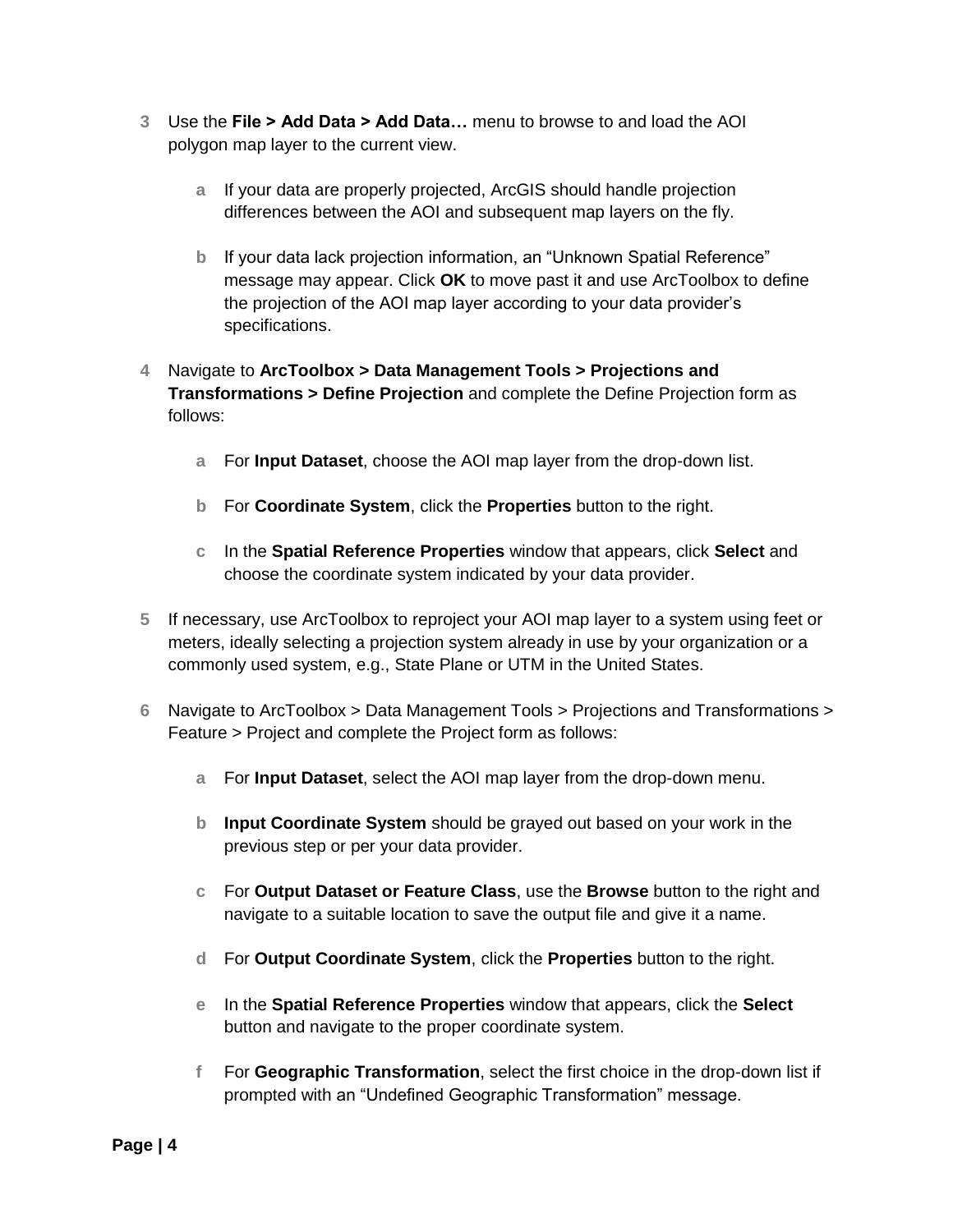3. Use the **File > Add Data > Add Data…** menu to browse to and load the AOI polygon map layer to the current view.

    a. If your data are properly projected, ArcGIS should handle projection differences between the AOI and subsequent map layers on the fly.

    b. If your data lack projection information, an “Unknown Spatial Reference” message may appear. Click **OK** to move past it and use ArcToolbox to define the projection of the AOI map layer according to your data provider’s specifications.

4. Navigate to **ArcToolbox > Data Management Tools > Projections and Transformations > Define Projection** and complete the Define Projection form as follows:

    a. For **Input Dataset**, choose the AOI map layer from the drop-down list.

    b. For **Coordinate System**, click the **Properties** button to the right.

    c. In the **Spatial Reference Properties** window that appears, click **Select** and choose the coordinate system indicated by your data provider.

5. If necessary, use ArcToolbox to reproject your AOI map layer to a system using feet or meters, ideally selecting a projection system already in use by your organization or a commonly used system, e.g., State Plane or UTM in the United States.

6. Navigate to ArcToolbox > Data Management Tools > Projections and Transformations > Feature > Project and complete the Project form as follows:

    a. For **Input Dataset**, select the AOI map layer from the drop-down menu.

    b. **Input Coordinate System** should be grayed out based on your work in the previous step or per your data provider.

    c. For **Output Dataset or Feature Class**, use the **Browse** button to the right and navigate to a suitable location to save the output file and give it a name.

    d. For **Output Coordinate System**, click the **Properties** button to the right.

    e. In the **Spatial Reference Properties** window that appears, click the **Select** button and navigate to the proper coordinate system.

    f. For **Geographic Transformation**, select the first choice in the drop-down list if prompted with an “Undefined Geographic Transformation” message.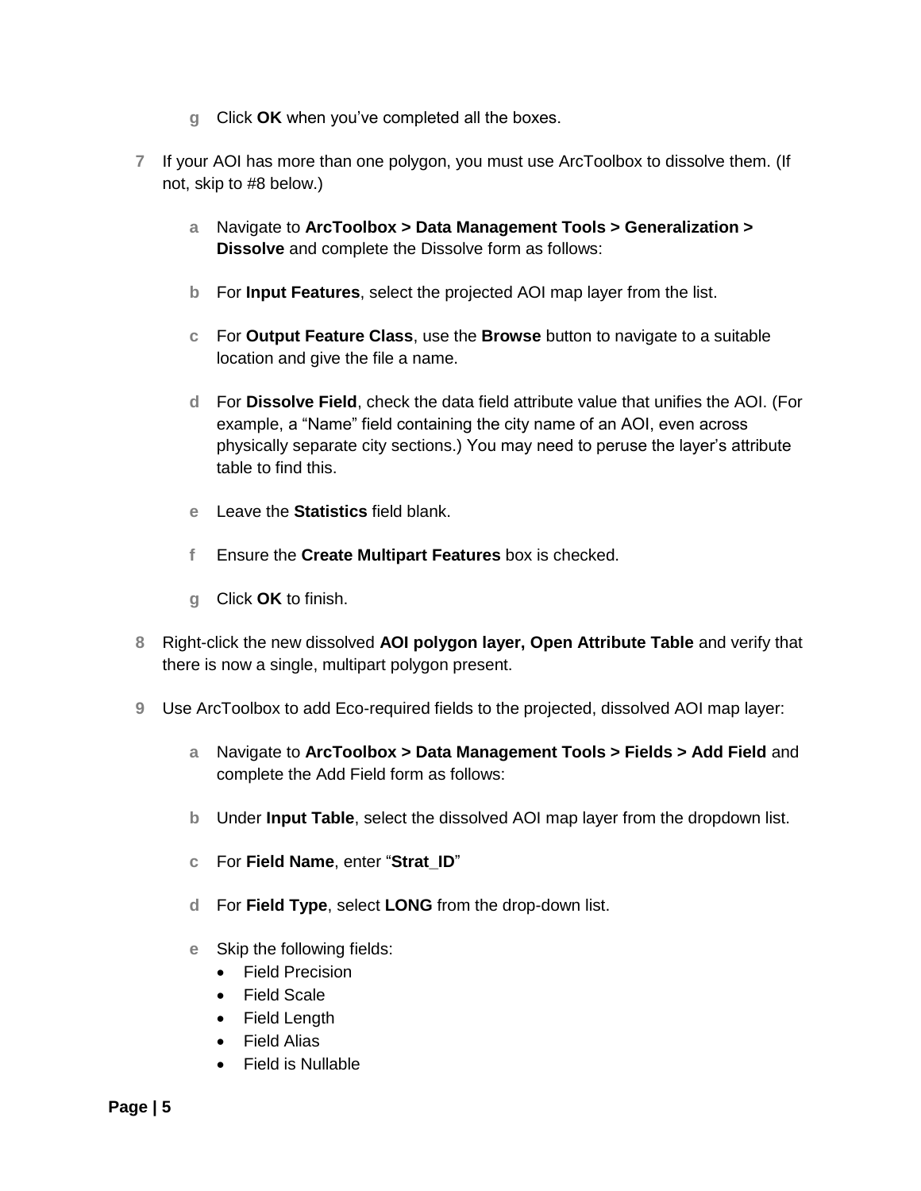g. Click **OK** when you've completed all the boxes.

7. If your AOI has more than one polygon, you must use ArcToolbox to dissolve them. (If not, skip to #8 below.)

   a. Navigate to **ArcToolbox > Data Management Tools > Generalization > Dissolve** and complete the Dissolve form as follows:

   b. For **Input Features**, select the projected AOI map layer from the list.

   c. For **Output Feature Class**, use the **Browse** button to navigate to a suitable location and give the file a name.

   d. For **Dissolve Field**, check the data field attribute value that unifies the AOI. (For example, a "Name" field containing the city name of an AOI, even across physically separate city sections.) You may need to peruse the layer's attribute table to find this.

   e. Leave the **Statistics** field blank.

   f. Ensure the **Create Multipart Features** box is checked.

   g. Click **OK** to finish.

8. Right-click the new dissolved **AOI polygon layer, Open Attribute Table** and verify that there is now a single, multipart polygon present.

9. Use ArcToolbox to add Eco-required fields to the projected, dissolved AOI map layer:

   a. Navigate to **ArcToolbox > Data Management Tools > Fields > Add Field** and complete the Add Field form as follows:

   b. Under **Input Table**, select the dissolved AOI map layer from the dropdown list.

   c. For **Field Name**, enter "**Strat_ID**"

   d. For **Field Type**, select **LONG** from the drop-down list.

   e. Skip the following fields:
      - Field Precision
      - Field Scale
      - Field Length
      - Field Alias
      - Field is Nullable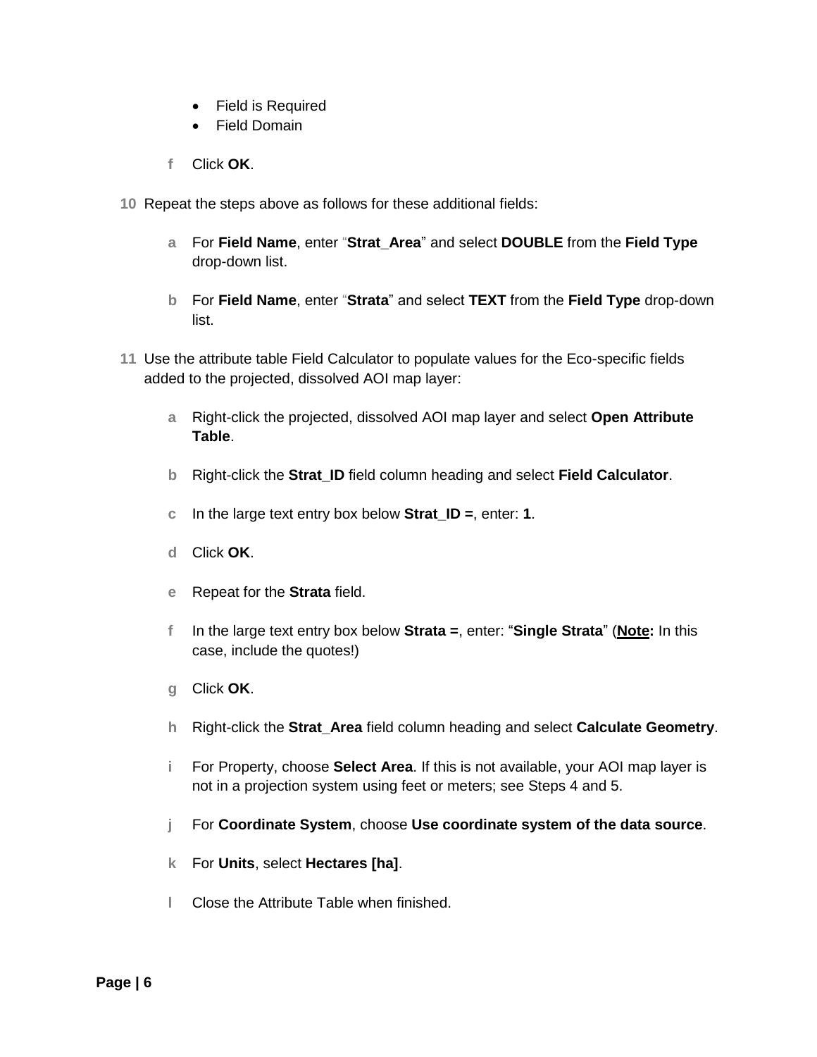- Field is Required
- Field Domain

f  Click **OK**.

10  Repeat the steps above as follows for these additional fields:

a  For **Field Name**, enter "**Strat_Area**" and select **DOUBLE** from the **Field Type** drop-down list.

b  For **Field Name**, enter "**Strata**" and select **TEXT** from the **Field Type** drop-down list.

11  Use the attribute table Field Calculator to populate values for the Eco-specific fields added to the projected, dissolved AOI map layer:

a  Right-click the projected, dissolved AOI map layer and select **Open Attribute Table**.

b  Right-click the **Strat_ID** field column heading and select **Field Calculator**.

c  In the large text entry box below **Strat_ID =**, enter: **1**.

d  Click **OK**.

e  Repeat for the **Strata** field.

f  In the large text entry box below **Strata =**, enter: "**Single Strata**" (**Note:** In this case, include the quotes!)

g  Click **OK**.

h  Right-click the **Strat_Area** field column heading and select **Calculate Geometry**.

i  For Property, choose **Select Area**. If this is not available, your AOI map layer is not in a projection system using feet or meters; see Steps 4 and 5.

j  For **Coordinate System**, choose **Use coordinate system of the data source**.

k  For **Units**, select **Hectares [ha]**.

l  Close the Attribute Table when finished.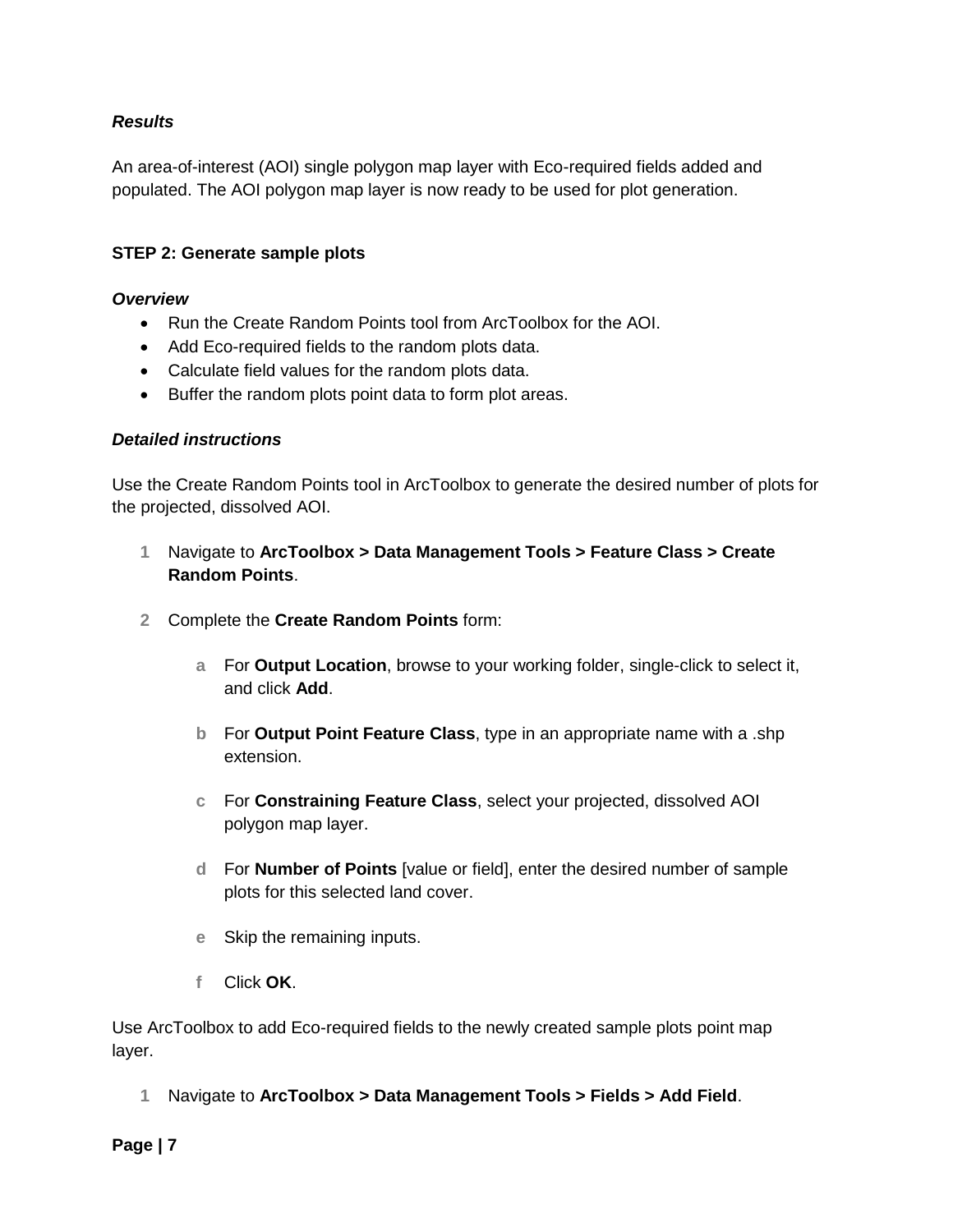***Results***

An area-of-interest (AOI) single polygon map layer with Eco-required fields added and populated. The AOI polygon map layer is now ready to be used for plot generation.

**STEP 2: Generate sample plots**

***Overview***

- Run the Create Random Points tool from ArcToolbox for the AOI.
- Add Eco-required fields to the random plots data.
- Calculate field values for the random plots data.
- Buffer the random plots point data to form plot areas.

***Detailed instructions***

Use the Create Random Points tool in ArcToolbox to generate the desired number of plots for the projected, dissolved AOI.

1. Navigate to **ArcToolbox > Data Management Tools > Feature Class > Create Random Points**.

2. Complete the **Create Random Points** form:

   a. For **Output Location**, browse to your working folder, single-click to select it, and click **Add**.

   b. For **Output Point Feature Class**, type in an appropriate name with a .shp extension.

   c. For **Constraining Feature Class**, select your projected, dissolved AOI polygon map layer.

   d. For **Number of Points** [value or field], enter the desired number of sample plots for this selected land cover.

   e. Skip the remaining inputs.

   f. Click **OK**.

Use ArcToolbox to add Eco-required fields to the newly created sample plots point map layer.

1. Navigate to **ArcToolbox > Data Management Tools > Fields > Add Field**.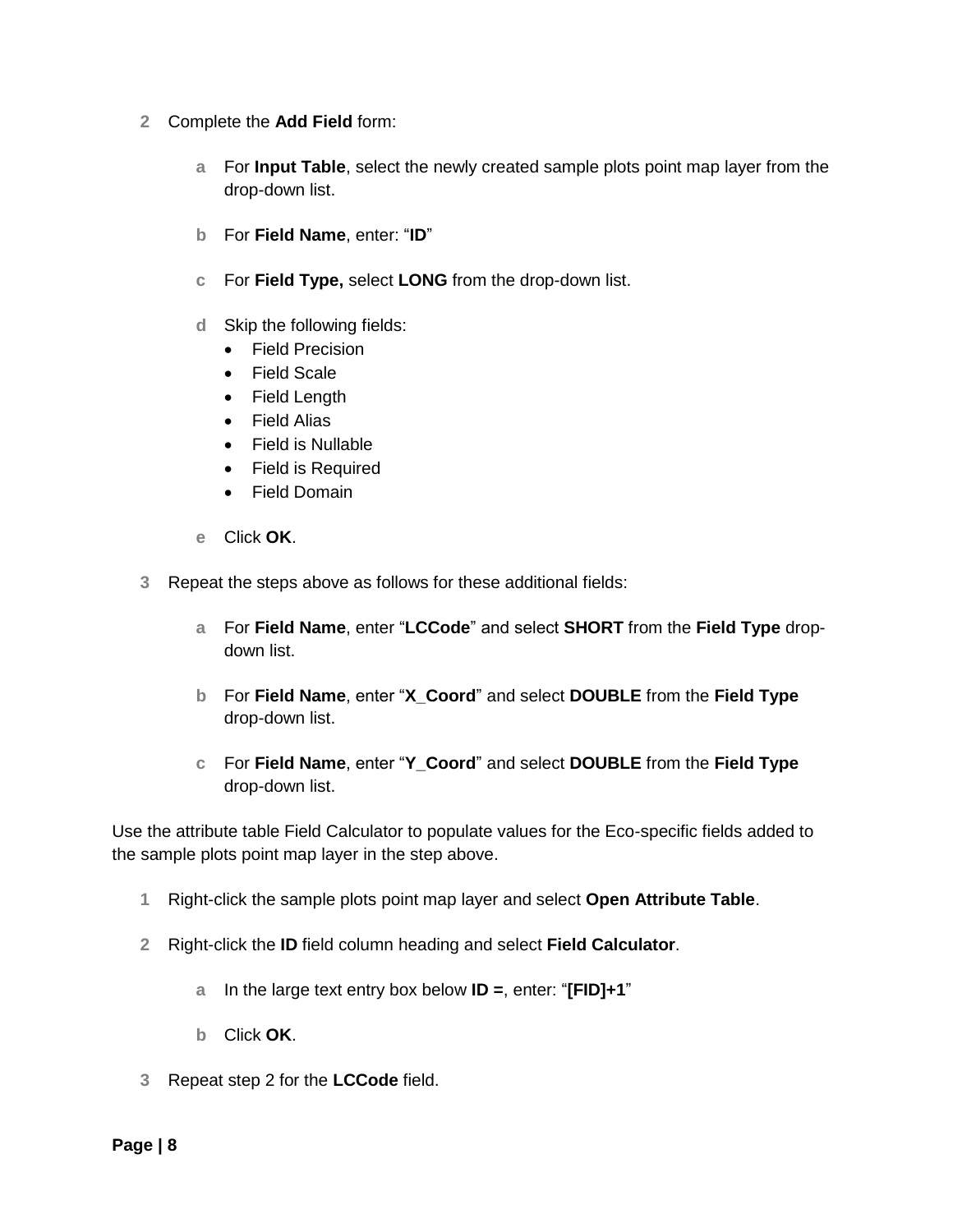2 Complete the **Add Field** form:

   a For **Input Table**, select the newly created sample plots point map layer from the drop-down list.

   b For **Field Name**, enter: "**ID**"

   c For **Field Type,** select **LONG** from the drop-down list.

   d Skip the following fields:
      - Field Precision
      - Field Scale
      - Field Length
      - Field Alias
      - Field is Nullable
      - Field is Required
      - Field Domain

   e Click **OK**.

3 Repeat the steps above as follows for these additional fields:

   a For **Field Name**, enter "**LCCode**" and select **SHORT** from the **Field Type** drop-down list.

   b For **Field Name**, enter "**X_Coord**" and select **DOUBLE** from the **Field Type** drop-down list.

   c For **Field Name**, enter "**Y_Coord**" and select **DOUBLE** from the **Field Type** drop-down list.

Use the attribute table Field Calculator to populate values for the Eco-specific fields added to the sample plots point map layer in the step above.

1 Right-click the sample plots point map layer and select **Open Attribute Table**.

2 Right-click the **ID** field column heading and select **Field Calculator**.

   a In the large text entry box below **ID =**, enter: "**[FID]+1**"

   b Click **OK**.

3 Repeat step 2 for the **LCCode** field.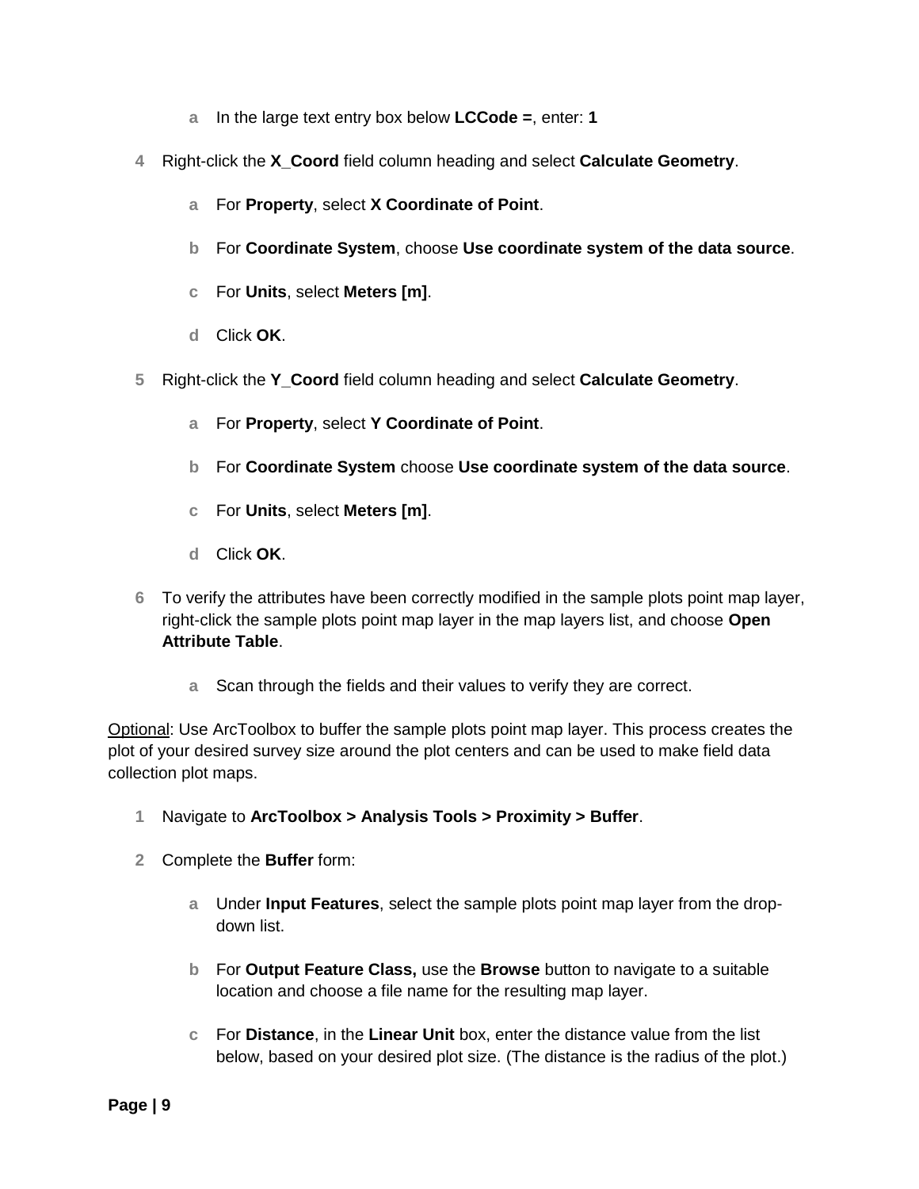a. In the large text entry box below **LCCode =**, enter: **1**

4. Right-click the **X_Coord** field column heading and select **Calculate Geometry**.

   a. For **Property**, select **X Coordinate of Point**.

   b. For **Coordinate System**, choose **Use coordinate system of the data source**.

   c. For **Units**, select **Meters [m]**.

   d. Click **OK**.

5. Right-click the **Y_Coord** field column heading and select **Calculate Geometry**.

   a. For **Property**, select **Y Coordinate of Point**.

   b. For **Coordinate System** choose **Use coordinate system of the data source**.

   c. For **Units**, select **Meters [m]**.

   d. Click **OK**.

6. To verify the attributes have been correctly modified in the sample plots point map layer, right-click the sample plots point map layer in the map layers list, and choose **Open Attribute Table**.

   a. Scan through the fields and their values to verify they are correct.

<u>Optional</u>: Use ArcToolbox to buffer the sample plots point map layer. This process creates the plot of your desired survey size around the plot centers and can be used to make field data collection plot maps.

1. Navigate to **ArcToolbox > Analysis Tools > Proximity > Buffer**.

2. Complete the **Buffer** form:

   a. Under **Input Features**, select the sample plots point map layer from the drop-down list.

   b. For **Output Feature Class,** use the **Browse** button to navigate to a suitable location and choose a file name for the resulting map layer.

   c. For **Distance**, in the **Linear Unit** box, enter the distance value from the list below, based on your desired plot size. (The distance is the radius of the plot.)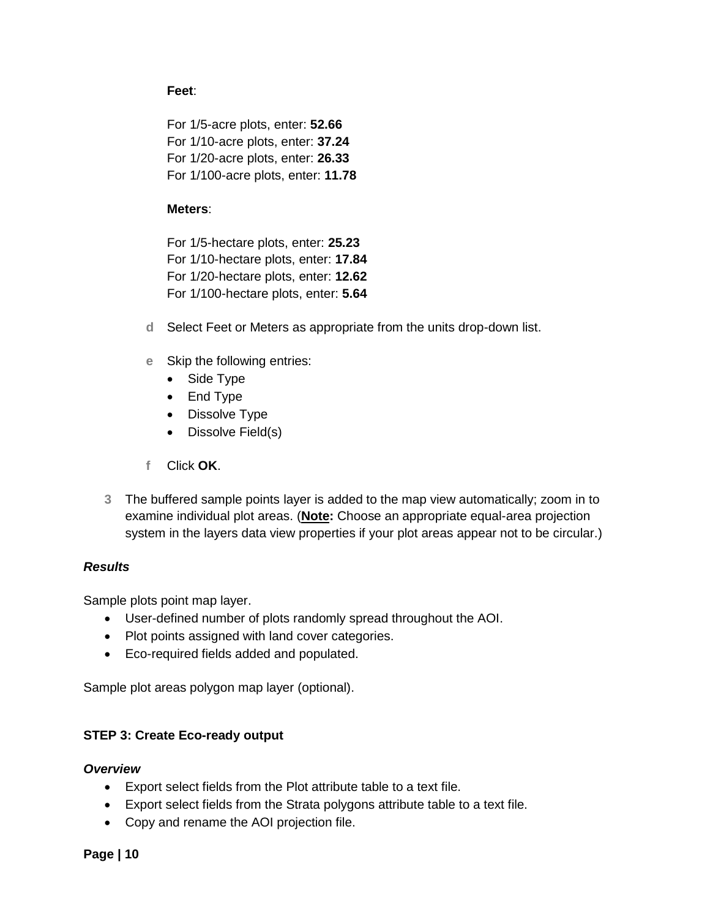**Feet**:

For 1/5-acre plots, enter: **52.66**
For 1/10-acre plots, enter: **37.24**
For 1/20-acre plots, enter: **26.33**
For 1/100-acre plots, enter: **11.78**

**Meters**:

For 1/5-hectare plots, enter: **25.23**
For 1/10-hectare plots, enter: **17.84**
For 1/20-hectare plots, enter: **12.62**
For 1/100-hectare plots, enter: **5.64**

d Select Feet or Meters as appropriate from the units drop-down list.

e Skip the following entries:
- Side Type
- End Type
- Dissolve Type
- Dissolve Field(s)

f Click **OK**.

3 The buffered sample points layer is added to the map view automatically; zoom in to examine individual plot areas. (**Note:** Choose an appropriate equal-area projection system in the layers data view properties if your plot areas appear not to be circular.)

***Results***

Sample plots point map layer.
- User-defined number of plots randomly spread throughout the AOI.
- Plot points assigned with land cover categories.
- Eco-required fields added and populated.

Sample plot areas polygon map layer (optional).

**STEP 3: Create Eco-ready output**

***Overview***
- Export select fields from the Plot attribute table to a text file.
- Export select fields from the Strata polygons attribute table to a text file.
- Copy and rename the AOI projection file.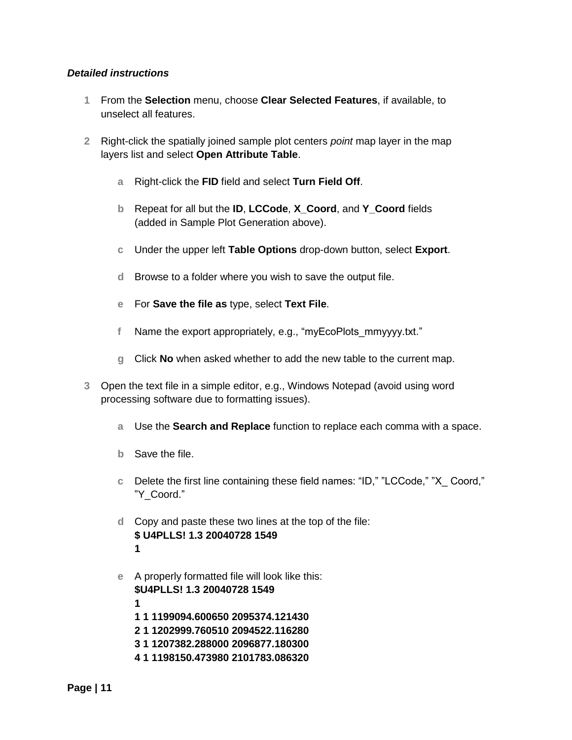***Detailed instructions***

1. From the **Selection** menu, choose **Clear Selected Features**, if available, to unselect all features.

2. Right-click the spatially joined sample plot centers *point* map layer in the map layers list and select **Open Attribute Table**.

   a. Right-click the **FID** field and select **Turn Field Off**.

   b. Repeat for all but the **ID**, **LCCode**, **X_Coord**, and **Y_Coord** fields (added in Sample Plot Generation above).

   c. Under the upper left **Table Options** drop-down button, select **Export**.

   d. Browse to a folder where you wish to save the output file.

   e. For **Save the file as** type, select **Text File**.

   f. Name the export appropriately, e.g., “myEcoPlots_mmyyyy.txt.”

   g. Click **No** when asked whether to add the new table to the current map.

3. Open the text file in a simple editor, e.g., Windows Notepad (avoid using word processing software due to formatting issues).

   a. Use the **Search and Replace** function to replace each comma with a space.

   b. Save the file.

   c. Delete the first line containing these field names: “ID,” ”LCCode,” ”X_ Coord,” ”Y_Coord.”

   d. Copy and paste these two lines at the top of the file:
      **$ U4PLLS! 1.3 20040728 1549**
      **1**

   e. A properly formatted file will look like this:
      **$U4PLLS! 1.3 20040728 1549**
      **1**
      **1 1 1199094.600650 2095374.121430**
      **2 1 1202999.760510 2094522.116280**
      **3 1 1207382.288000 2096877.180300**
      **4 1 1198150.473980 2101783.086320**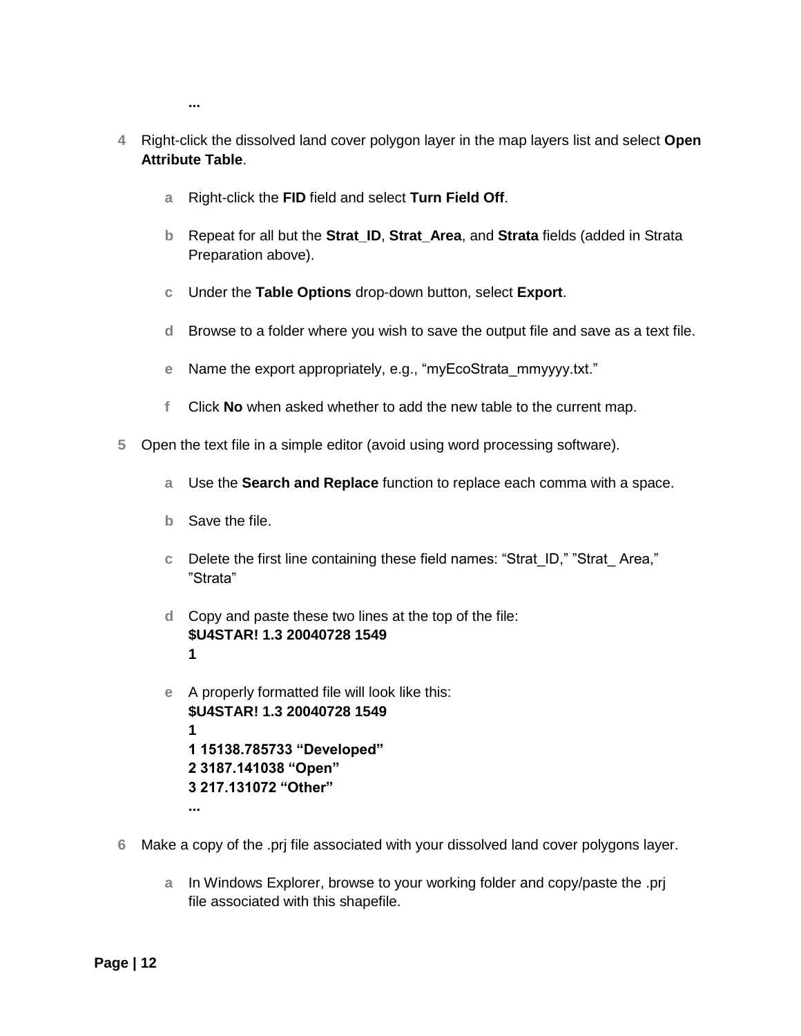**...**

4. Right-click the dissolved land cover polygon layer in the map layers list and select **Open Attribute Table**.

   a. Right-click the **FID** field and select **Turn Field Off**.

   b. Repeat for all but the **Strat_ID**, **Strat_Area**, and **Strata** fields (added in Strata Preparation above).

   c. Under the **Table Options** drop-down button, select **Export**.

   d. Browse to a folder where you wish to save the output file and save as a text file.

   e. Name the export appropriately, e.g., “myEcoStrata_mmyyyy.txt.”

   f. Click **No** when asked whether to add the new table to the current map.

5. Open the text file in a simple editor (avoid using word processing software).

   a. Use the **Search and Replace** function to replace each comma with a space.

   b. Save the file.

   c. Delete the first line containing these field names: “Strat_ID,” ”Strat_ Area,” ”Strata”

   d. Copy and paste these two lines at the top of the file:
   **$U4STAR! 1.3 20040728 1549**
   **1**

   e. A properly formatted file will look like this:
   **$U4STAR! 1.3 20040728 1549**
   **1**
   **1 15138.785733 “Developed”**
   **2 3187.141038 “Open”**
   **3 217.131072 “Other”**
   **...**

6. Make a copy of the .prj file associated with your dissolved land cover polygons layer.

   a. In Windows Explorer, browse to your working folder and copy/paste the .prj file associated with this shapefile.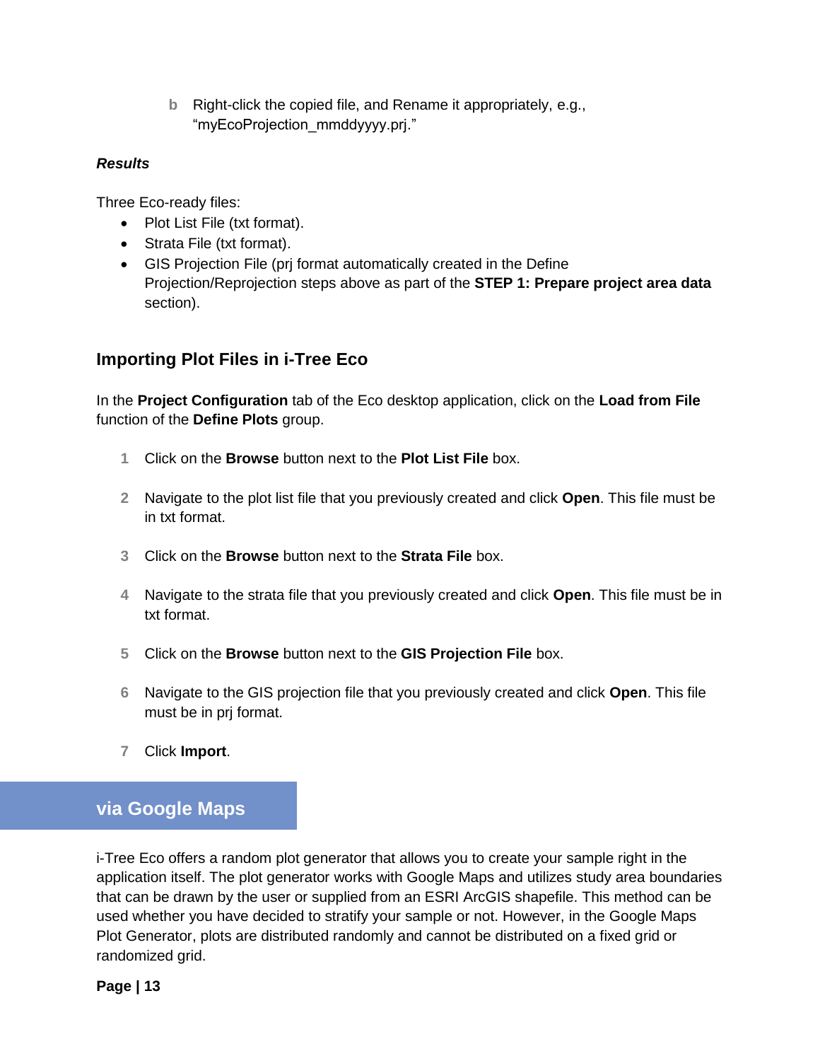b. Right-click the copied file, and Rename it appropriately, e.g., “myEcoProjection_mmddyyyy.prj.”

***Results***

Three Eco-ready files:

- Plot List File (txt format).
- Strata File (txt format).
- GIS Projection File (prj format automatically created in the Define Projection/Reprojection steps above as part of the **STEP 1: Prepare project area data** section).

### Importing Plot Files in i-Tree Eco

In the **Project Configuration** tab of the Eco desktop application, click on the **Load from File** function of the **Define Plots** group.

1. Click on the **Browse** button next to the **Plot List File** box.

2. Navigate to the plot list file that you previously created and click **Open**. This file must be in txt format.

3. Click on the **Browse** button next to the **Strata File** box.

4. Navigate to the strata file that you previously created and click **Open**. This file must be in txt format.

5. Click on the **Browse** button next to the **GIS Projection File** box.

6. Navigate to the GIS projection file that you previously created and click **Open**. This file must be in prj format.

7. Click **Import**.

## via Google Maps

i-Tree Eco offers a random plot generator that allows you to create your sample right in the application itself. The plot generator works with Google Maps and utilizes study area boundaries that can be drawn by the user or supplied from an ESRI ArcGIS shapefile. This method can be used whether you have decided to stratify your sample or not. However, in the Google Maps Plot Generator, plots are distributed randomly and cannot be distributed on a fixed grid or randomized grid.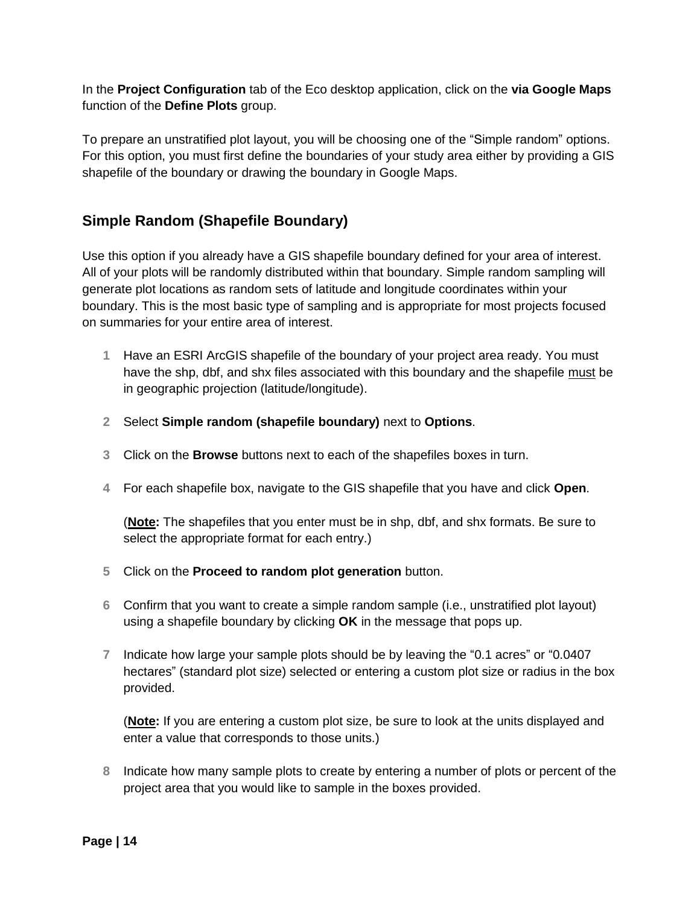In the **Project Configuration** tab of the Eco desktop application, click on the **via Google Maps** function of the **Define Plots** group.

To prepare an unstratified plot layout, you will be choosing one of the “Simple random” options. For this option, you must first define the boundaries of your study area either by providing a GIS shapefile of the boundary or drawing the boundary in Google Maps.

## Simple Random (Shapefile Boundary)

Use this option if you already have a GIS shapefile boundary defined for your area of interest. All of your plots will be randomly distributed within that boundary. Simple random sampling will generate plot locations as random sets of latitude and longitude coordinates within your boundary. This is the most basic type of sampling and is appropriate for most projects focused on summaries for your entire area of interest.

1. Have an ESRI ArcGIS shapefile of the boundary of your project area ready. You must have the shp, dbf, and shx files associated with this boundary and the shapefile <u>must</u> be in geographic projection (latitude/longitude).

2. Select **Simple random (shapefile boundary)** next to **Options**.

3. Click on the **Browse** buttons next to each of the shapefiles boxes in turn.

4. For each shapefile box, navigate to the GIS shapefile that you have and click **Open**.

   (**<u>Note</u>:** The shapefiles that you enter must be in shp, dbf, and shx formats. Be sure to select the appropriate format for each entry.)

5. Click on the **Proceed to random plot generation** button.

6. Confirm that you want to create a simple random sample (i.e., unstratified plot layout) using a shapefile boundary by clicking **OK** in the message that pops up.

7. Indicate how large your sample plots should be by leaving the “0.1 acres” or “0.0407 hectares” (standard plot size) selected or entering a custom plot size or radius in the box provided.

   (**<u>Note</u>:** If you are entering a custom plot size, be sure to look at the units displayed and enter a value that corresponds to those units.)

8. Indicate how many sample plots to create by entering a number of plots or percent of the project area that you would like to sample in the boxes provided.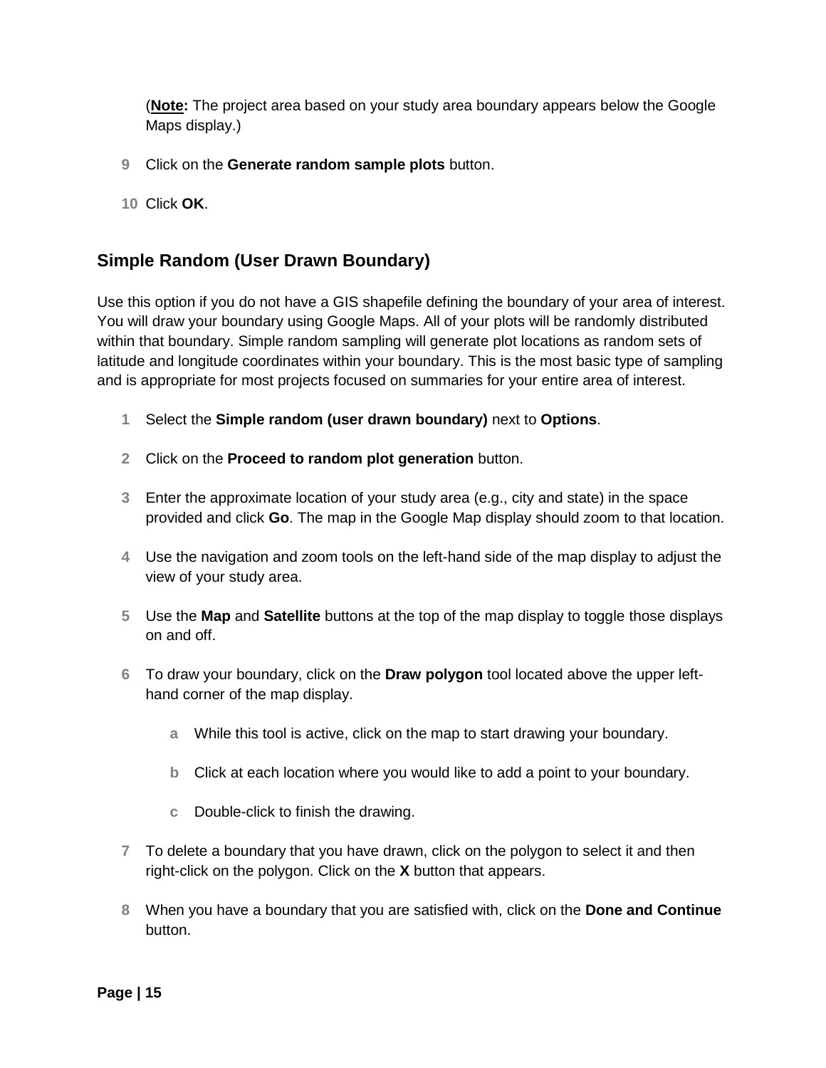(**Note:** The project area based on your study area boundary appears below the Google Maps display.)

9. Click on the **Generate random sample plots** button.
10. Click **OK**.

## Simple Random (User Drawn Boundary)

Use this option if you do not have a GIS shapefile defining the boundary of your area of interest. You will draw your boundary using Google Maps. All of your plots will be randomly distributed within that boundary. Simple random sampling will generate plot locations as random sets of latitude and longitude coordinates within your boundary. This is the most basic type of sampling and is appropriate for most projects focused on summaries for your entire area of interest.

1. Select the **Simple random (user drawn boundary)** next to **Options**.
2. Click on the **Proceed to random plot generation** button.
3. Enter the approximate location of your study area (e.g., city and state) in the space provided and click **Go**. The map in the Google Map display should zoom to that location.
4. Use the navigation and zoom tools on the left-hand side of the map display to adjust the view of your study area.
5. Use the **Map** and **Satellite** buttons at the top of the map display to toggle those displays on and off.
6. To draw your boundary, click on the **Draw polygon** tool located above the upper left-hand corner of the map display.
   a. While this tool is active, click on the map to start drawing your boundary.
   b. Click at each location where you would like to add a point to your boundary.
   c. Double-click to finish the drawing.
7. To delete a boundary that you have drawn, click on the polygon to select it and then right-click on the polygon. Click on the **X** button that appears.
8. When you have a boundary that you are satisfied with, click on the **Done and Continue** button.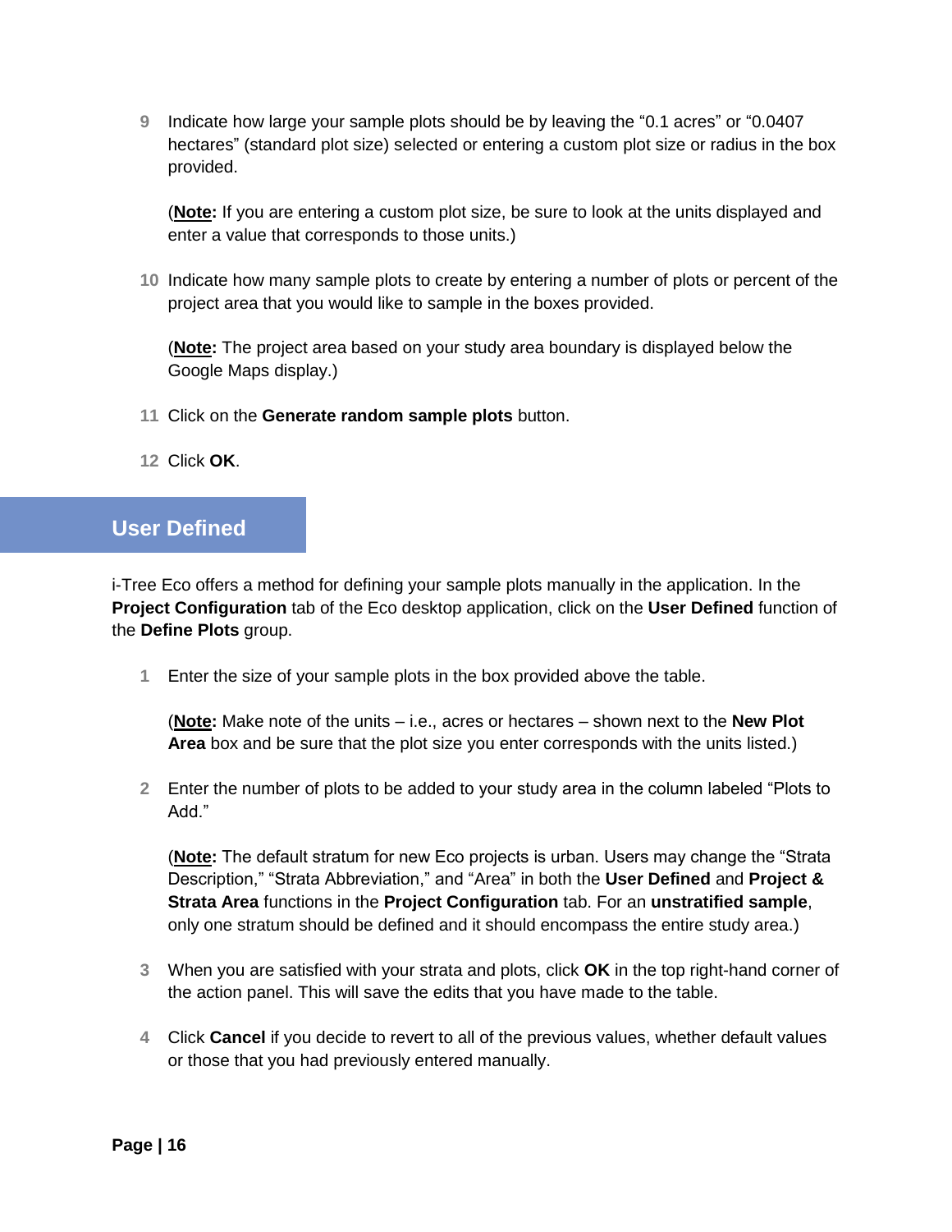9. Indicate how large your sample plots should be by leaving the "0.1 acres" or "0.0407 hectares" (standard plot size) selected or entering a custom plot size or radius in the box provided.

   (**Note:** If you are entering a custom plot size, be sure to look at the units displayed and enter a value that corresponds to those units.)

10. Indicate how many sample plots to create by entering a number of plots or percent of the project area that you would like to sample in the boxes provided.

    (**Note:** The project area based on your study area boundary is displayed below the Google Maps display.)

11. Click on the **Generate random sample plots** button.

12. Click **OK**.

## User Defined

i-Tree Eco offers a method for defining your sample plots manually in the application. In the **Project Configuration** tab of the Eco desktop application, click on the **User Defined** function of the **Define Plots** group.

1. Enter the size of your sample plots in the box provided above the table.

   (**Note:** Make note of the units – i.e., acres or hectares – shown next to the **New Plot Area** box and be sure that the plot size you enter corresponds with the units listed.)

2. Enter the number of plots to be added to your study area in the column labeled "Plots to Add."

   (**Note:** The default stratum for new Eco projects is urban. Users may change the "Strata Description," "Strata Abbreviation," and "Area" in both the **User Defined** and **Project & Strata Area** functions in the **Project Configuration** tab. For an **unstratified sample**, only one stratum should be defined and it should encompass the entire study area.)

3. When you are satisfied with your strata and plots, click **OK** in the top right-hand corner of the action panel. This will save the edits that you have made to the table.

4. Click **Cancel** if you decide to revert to all of the previous values, whether default values or those that you had previously entered manually.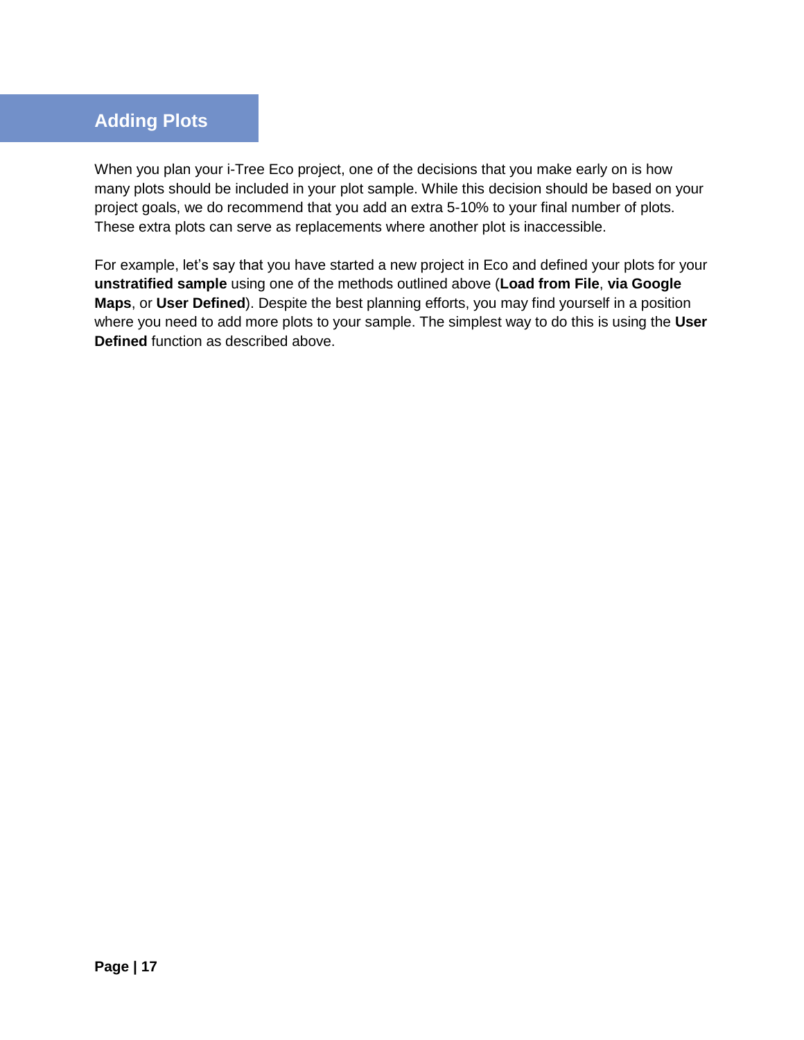## Adding Plots

When you plan your i-Tree Eco project, one of the decisions that you make early on is how many plots should be included in your plot sample. While this decision should be based on your project goals, we do recommend that you add an extra 5-10% to your final number of plots. These extra plots can serve as replacements where another plot is inaccessible.

For example, let's say that you have started a new project in Eco and defined your plots for your **unstratified sample** using one of the methods outlined above (**Load from File**, **via Google Maps**, or **User Defined**). Despite the best planning efforts, you may find yourself in a position where you need to add more plots to your sample. The simplest way to do this is using the **User Defined** function as described above.